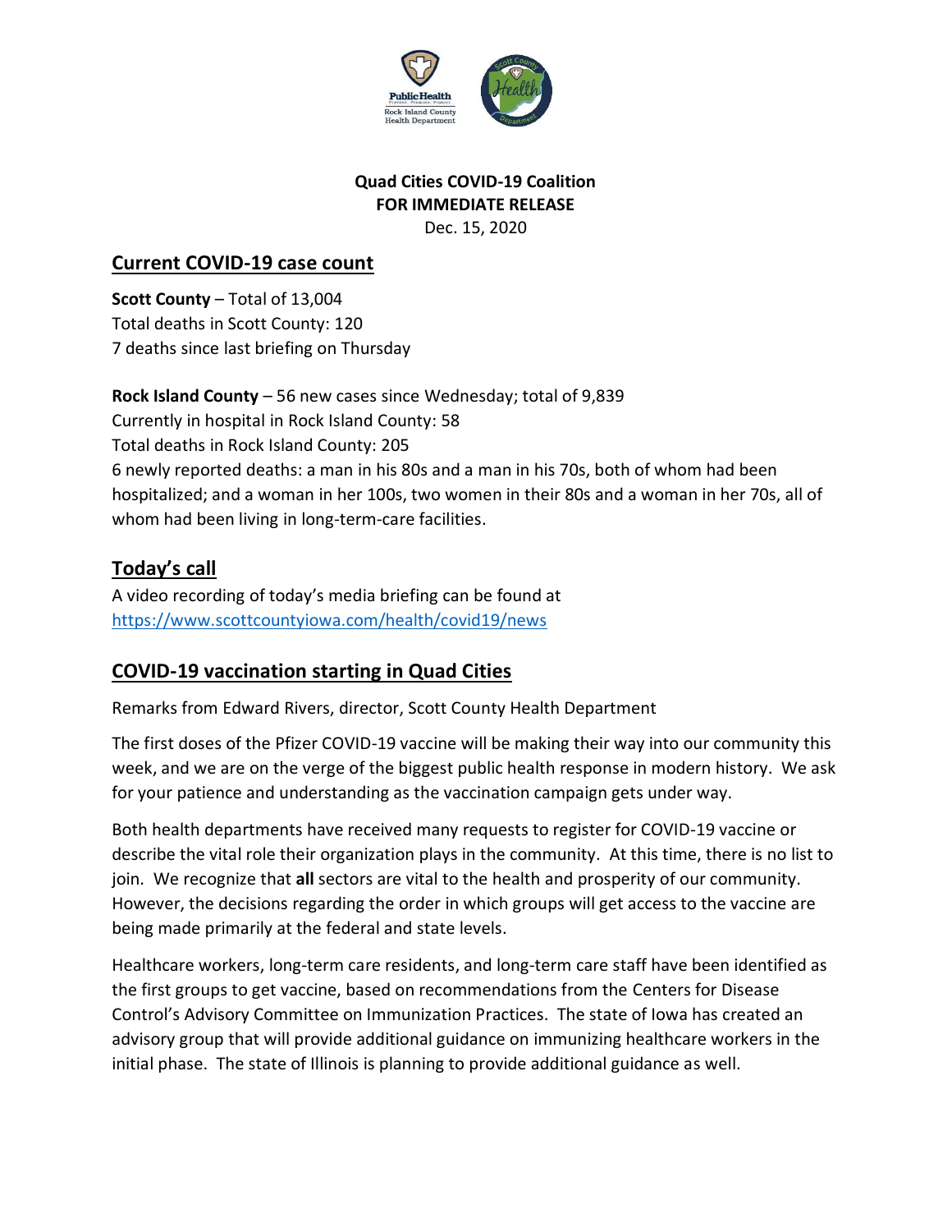**Quad Cities COVID-19 Coalition**
**FOR IMMEDIATE RELEASE**
Dec. 15, 2020

## Current COVID-19 case count

**Scott County** – Total of 13,004
Total deaths in Scott County: 120
7 deaths since last briefing on Thursday

**Rock Island County** – 56 new cases since Wednesday; total of 9,839
Currently in hospital in Rock Island County: 58
Total deaths in Rock Island County: 205
6 newly reported deaths: a man in his 80s and a man in his 70s, both of whom had been hospitalized; and a woman in her 100s, two women in their 80s and a woman in her 70s, all of whom had been living in long-term-care facilities.

## Today's call

A video recording of today's media briefing can be found at https://www.scottcountyiowa.com/health/covid19/news

## COVID-19 vaccination starting in Quad Cities

Remarks from Edward Rivers, director, Scott County Health Department

The first doses of the Pfizer COVID-19 vaccine will be making their way into our community this week, and we are on the verge of the biggest public health response in modern history. We ask for your patience and understanding as the vaccination campaign gets under way.

Both health departments have received many requests to register for COVID-19 vaccine or describe the vital role their organization plays in the community. At this time, there is no list to join. We recognize that **all** sectors are vital to the health and prosperity of our community. However, the decisions regarding the order in which groups will get access to the vaccine are being made primarily at the federal and state levels.

Healthcare workers, long-term care residents, and long-term care staff have been identified as the first groups to get vaccine, based on recommendations from the Centers for Disease Control's Advisory Committee on Immunization Practices. The state of Iowa has created an advisory group that will provide additional guidance on immunizing healthcare workers in the initial phase. The state of Illinois is planning to provide additional guidance as well.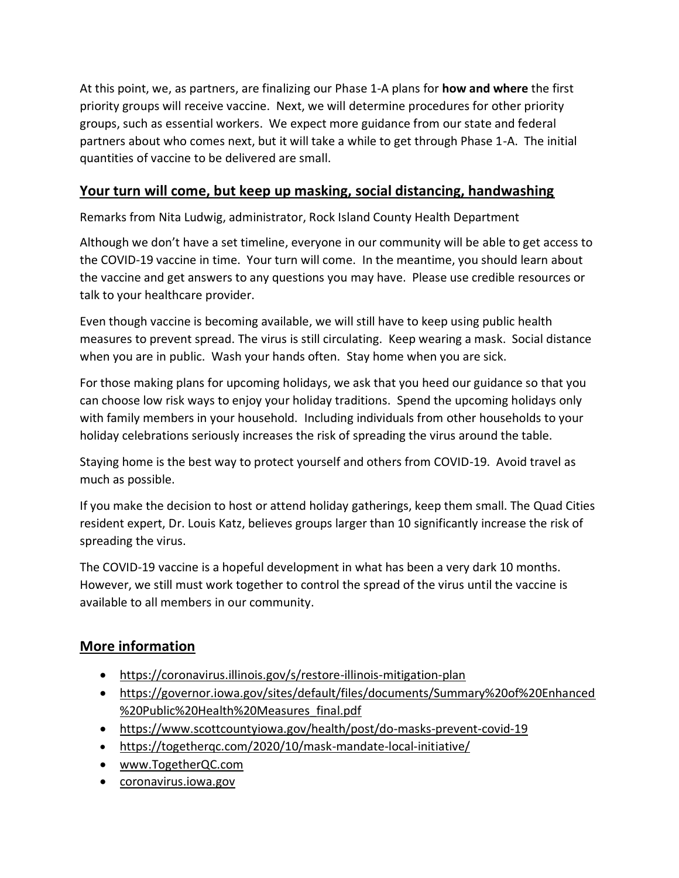At this point, we, as partners, are finalizing our Phase 1-A plans for **how and where** the first priority groups will receive vaccine. Next, we will determine procedures for other priority groups, such as essential workers. We expect more guidance from our state and federal partners about who comes next, but it will take a while to get through Phase 1-A. The initial quantities of vaccine to be delivered are small.

## Your turn will come, but keep up masking, social distancing, handwashing

Remarks from Nita Ludwig, administrator, Rock Island County Health Department

Although we don't have a set timeline, everyone in our community will be able to get access to the COVID-19 vaccine in time. Your turn will come. In the meantime, you should learn about the vaccine and get answers to any questions you may have. Please use credible resources or talk to your healthcare provider.

Even though vaccine is becoming available, we will still have to keep using public health measures to prevent spread. The virus is still circulating. Keep wearing a mask. Social distance when you are in public. Wash your hands often. Stay home when you are sick.

For those making plans for upcoming holidays, we ask that you heed our guidance so that you can choose low risk ways to enjoy your holiday traditions. Spend the upcoming holidays only with family members in your household. Including individuals from other households to your holiday celebrations seriously increases the risk of spreading the virus around the table.

Staying home is the best way to protect yourself and others from COVID-19. Avoid travel as much as possible.

If you make the decision to host or attend holiday gatherings, keep them small. The Quad Cities resident expert, Dr. Louis Katz, believes groups larger than 10 significantly increase the risk of spreading the virus.

The COVID-19 vaccine is a hopeful development in what has been a very dark 10 months. However, we still must work together to control the spread of the virus until the vaccine is available to all members in our community.

## More information

- https://coronavirus.illinois.gov/s/restore-illinois-mitigation-plan
- https://governor.iowa.gov/sites/default/files/documents/Summary%20of%20Enhanced%20Public%20Health%20Measures_final.pdf
- https://www.scottcountyiowa.gov/health/post/do-masks-prevent-covid-19
- https://togetherqc.com/2020/10/mask-mandate-local-initiative/
- www.TogetherQC.com
- coronavirus.iowa.gov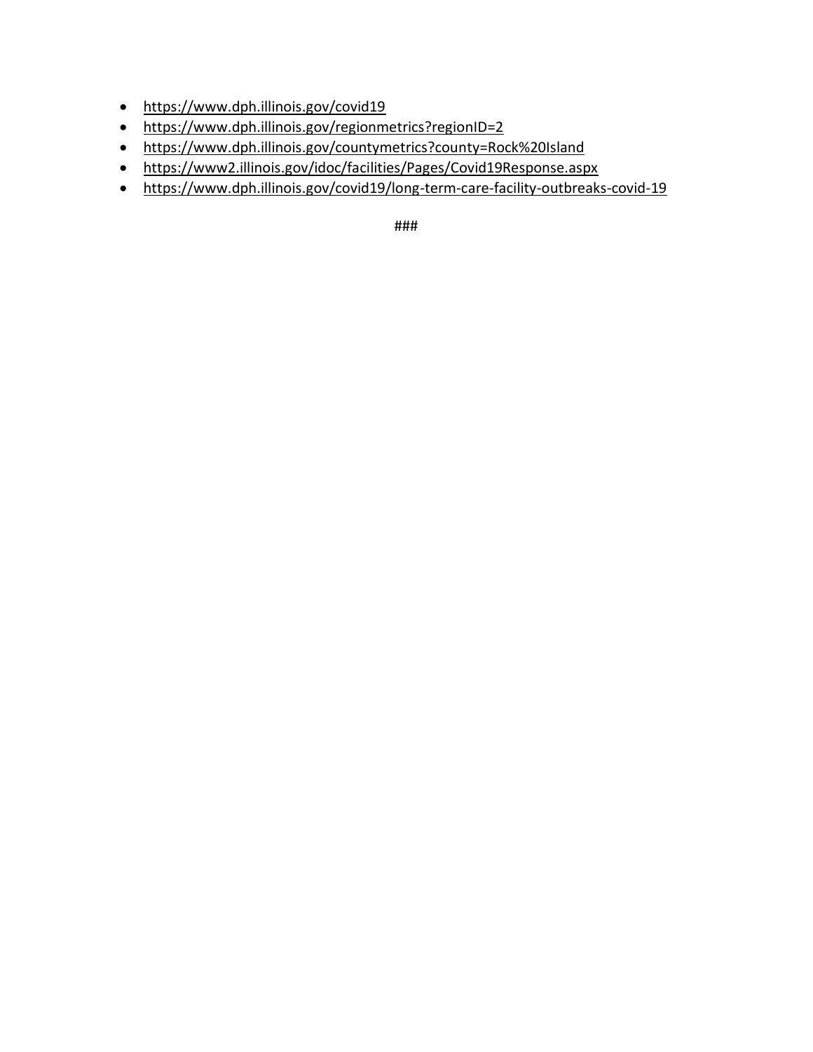- https://www.dph.illinois.gov/covid19
- https://www.dph.illinois.gov/regionmetrics?regionID=2
- https://www.dph.illinois.gov/countymetrics?county=Rock%20Island
- https://www2.illinois.gov/idoc/facilities/Pages/Covid19Response.aspx
- https://www.dph.illinois.gov/covid19/long-term-care-facility-outbreaks-covid-19

###